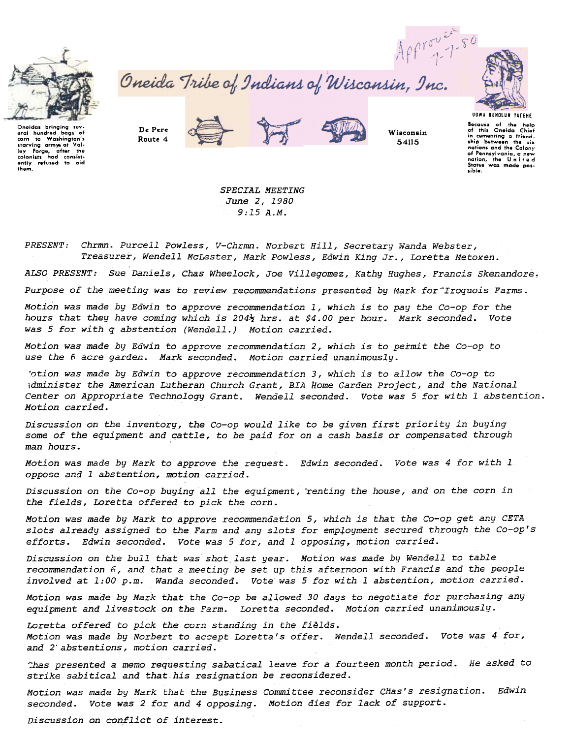Approved 7-7-80

# Oneida Tribe of Indians of Wisconsin, Inc.

Oneidas bringing several hundred bags of corn to Washington's starving army at Valley Forge, after the colonists had consistently refused to aid them.

De Pere Route 4 — Wisconsin 54115

UGWA DEHOLUH YATEHE

Because of the help of this Oneida Chief in cementing a friendship between the six nations and the Colony of Pennsylvania, a new nation, the United States was made possible.

*SPECIAL MEETING*
*June 2, 1980*
*9:15 A.M.*

*PRESENT: Chrmn. Purcell Powless, V-Chrmn. Norbert Hill, Secretary Wanda Webster, Treasurer, Wendell McLester, Mark Powless, Edwin King Jr., Loretta Metoxen.*

*ALSO PRESENT: Sue Daniels, Chas Wheelock, Joe Villegomez, Kathy Hughes, Francis Skenandore.*

*Purpose of the meeting was to review recommendations presented by Mark for Iroquois Farms.*

*Motion was made by Edwin to approve recommendation 1, which is to pay the Co-op for the hours that they have coming which is 204½ hrs. at $4.00 per hour. Mark seconded. Vote was 5 for with q abstention (Wendell.) Motion carried.*

*Motion was made by Edwin to approve recommendation 2, which is to permit the Co-op to use the 6 acre garden. Mark seconded. Motion carried unanimously.*

*Motion was made by Edwin to approve recommendation 3, which is to allow the Co-op to administer the American Lutheran Church Grant, BIA Home Garden Project, and the National Center on Appropriate Technology Grant. Wendell seconded. Vote was 5 for with 1 abstention. Motion carried.*

*Discussion on the inventory, the Co-op would like to be given first priority in buying some of the equipment and cattle, to be paid for on a cash basis or compensated through man hours.*

*Motion was made by Mark to approve the request. Edwin seconded. Vote was 4 for with 1 oppose and 1 abstention, motion carried.*

*Discussion on the Co-op buying all the equipment, renting the house, and on the corn in the fields, Loretta offered to pick the corn.*

*Motion was made by Mark to approve recommendation 5, which is that the Co-op get any CETA slots already assigned to the Farm and any slots for employment secured through the Co-op's efforts. Edwin seconded. Vote was 5 for, and 1 opposing, motion carried.*

*Discussion on the bull that was shot last year. Motion was made by Wendell to table recommendation 6, and that a meeting be set up this afternoon with Francis and the people involved at 1:00 p.m. Wanda seconded. Vote was 5 for with 1 abstention, motion carried.*

*Motion was made by Mark that the Co-op be allowed 30 days to negotiate for purchasing any equipment and livestock on the Farm. Loretta seconded. Motion carried unanimously.*

*Loretta offered to pick the corn standing in the fields.*
*Motion was made by Norbert to accept Loretta's offer. Wendell seconded. Vote was 4 for, and 2 abstentions, motion carried.*

*Chas presented a memo requesting sabatical leave for a fourteen month period. He asked to strike sabitical and that his resignation be reconsidered.*

*Motion was made by Mark that the Business Committee reconsider Chas's resignation. Edwin seconded. Vote was 2 for and 4 opposing. Motion dies for lack of support.*

*Discussion on conflict of interest.*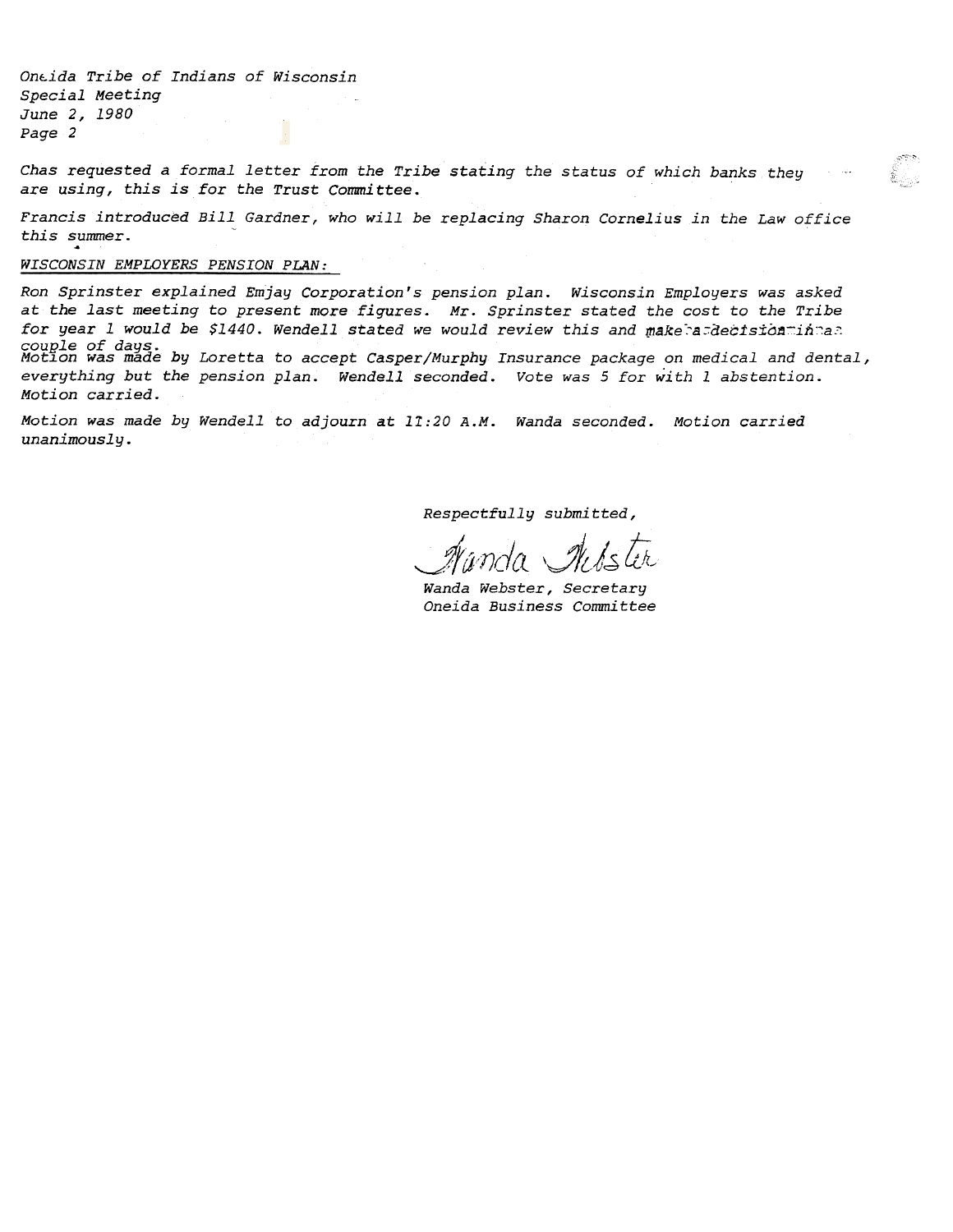Chas requested a formal letter from the Tribe stating the status of which banks they are using, this is for the Trust Committee.

Francis introduced Bill Gardner, who will be replacing Sharon Cornelius in the Law office this summer.

WISCONSIN EMPLOYERS PENSION PLAN:

Ron Sprinster explained Emjay Corporation's pension plan. Wisconsin Employers was asked at the last meeting to present more figures. Mr. Sprinster stated the cost to the Tribe for year 1 would be $1440. Wendell stated we would review this and make a decision in a couple of days.
Motion was made by Loretta to accept Casper/Murphy Insurance package on medical and dental, everything but the pension plan. Wendell seconded. Vote was 5 for with 1 abstention. Motion carried.

Motion was made by Wendell to adjourn at 11:20 A.M. Wanda seconded. Motion carried unanimously.

Respectfully submitted,

Wanda Webster

Wanda Webster, Secretary
Oneida Business Committee